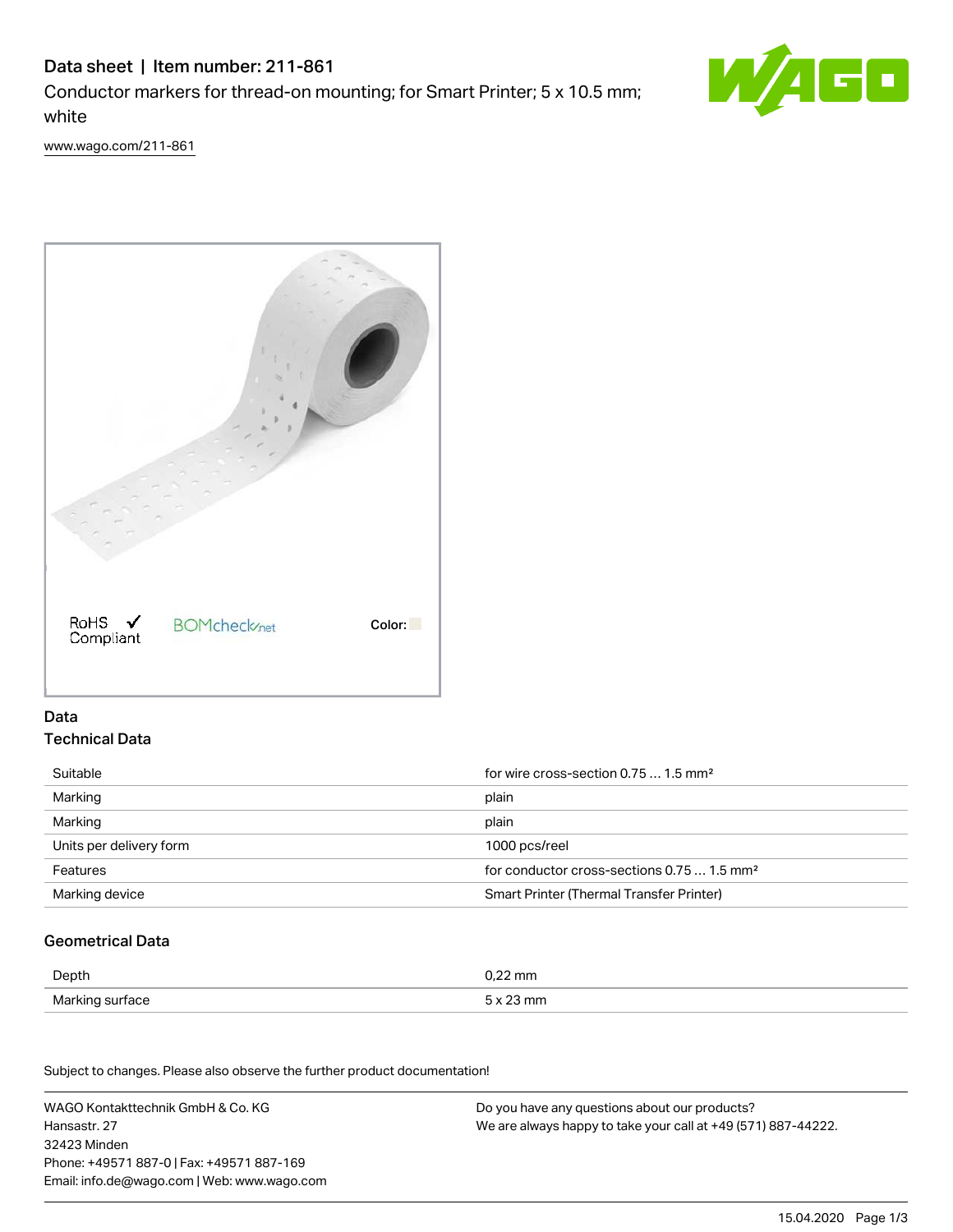# Data sheet | Item number: 211-861

Conductor markers for thread-on mounting; for Smart Printer; 5 x 10.5 mm; white

www.wago.com/211-861

RoHS Compliant

BOMcheck.net

Color:

## Data

### Technical Data

| | |
|---|---|
| Suitable | for wire cross-section 0.75 … 1.5 mm² |
| Marking | plain |
| Marking | plain |
| Units per delivery form | 1000 pcs/reel |
| Features | for conductor cross-sections 0.75 … 1.5 mm² |
| Marking device | Smart Printer (Thermal Transfer Printer) |

### Geometrical Data

| | |
|---|---|
| Depth | 0,22 mm |
| Marking surface | 5 x 23 mm |

Subject to changes. Please also observe the further product documentation!

WAGO Kontakttechnik GmbH & Co. KG
Hansastr. 27
32423 Minden
Phone: +49571 887-0 | Fax: +49571 887-169
Email: info.de@wago.com | Web: www.wago.com

Do you have any questions about our products?
We are always happy to take your call at +49 (571) 887-44222.

15.04.2020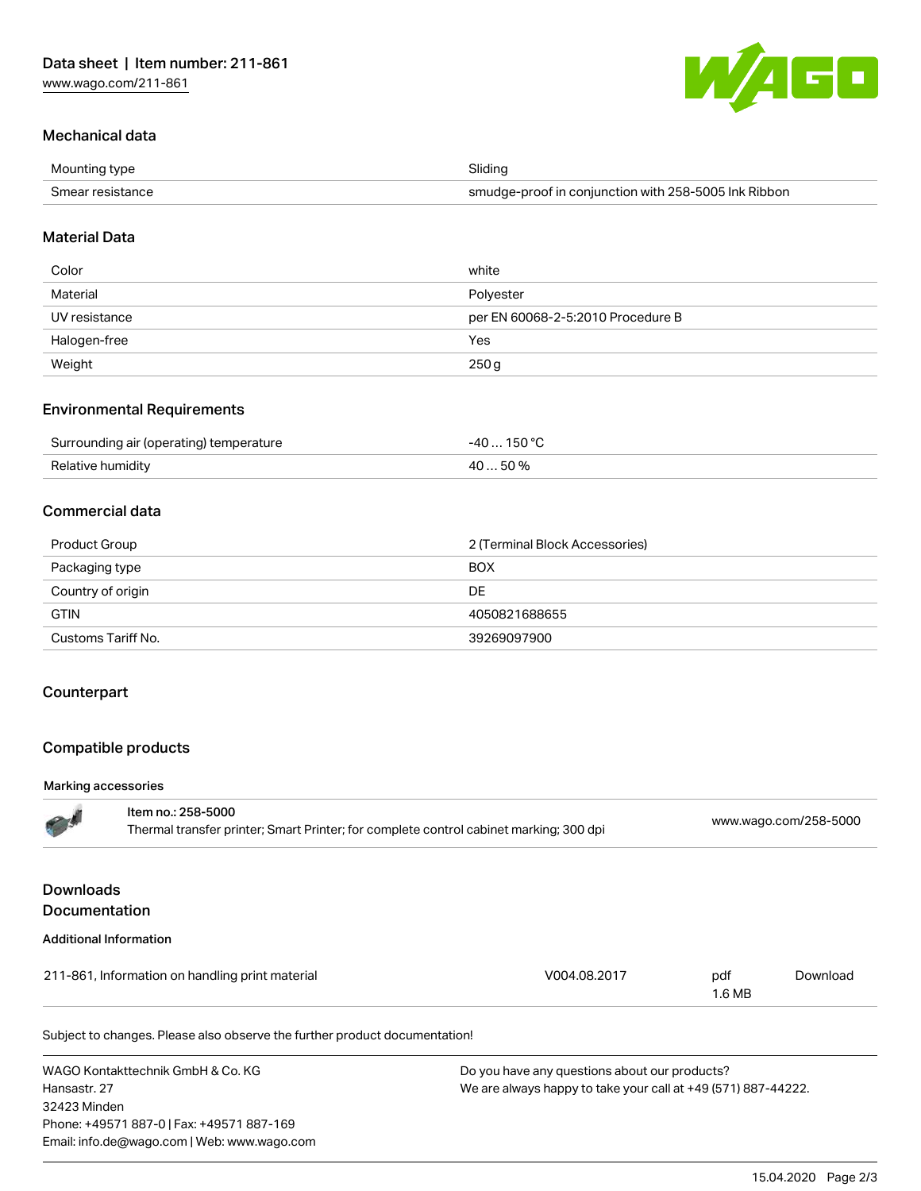## Mechanical data

| | |
|---|---|
| Mounting type | Sliding |
| Smear resistance | smudge-proof in conjunction with 258-5005 Ink Ribbon |

## Material Data

| | |
|---|---|
| Color | white |
| Material | Polyester |
| UV resistance | per EN 60068-2-5:2010 Procedure B |
| Halogen-free | Yes |
| Weight | 250 g |

## Environmental Requirements

| | |
|---|---|
| Surrounding air (operating) temperature | -40 … 150 °C |
| Relative humidity | 40 … 50 % |

## Commercial data

| | |
|---|---|
| Product Group | 2 (Terminal Block Accessories) |
| Packaging type | BOX |
| Country of origin | DE |
| GTIN | 4050821688655 |
| Customs Tariff No. | 39269097900 |

## Counterpart

## Compatible products

### Marking accessories

| Item no.: 258-5000<br>Thermal transfer printer; Smart Printer; for complete control cabinet marking; 300 dpi | www.wago.com/258-5000 |
|---|---|

## Downloads
## Documentation

### Additional Information

| | | | |
|---|---|---|---|
| 211-861, Information on handling print material | V004.08.2017 | pdf<br>1.6 MB | Download |

Subject to changes. Please also observe the further product documentation!

WAGO Kontakttechnik GmbH & Co. KG
Hansastr. 27
32423 Minden
Phone: +49571 887-0 | Fax: +49571 887-169
Email: info.de@wago.com | Web: www.wago.com

Do you have any questions about our products?
We are always happy to take your call at +49 (571) 887-44222.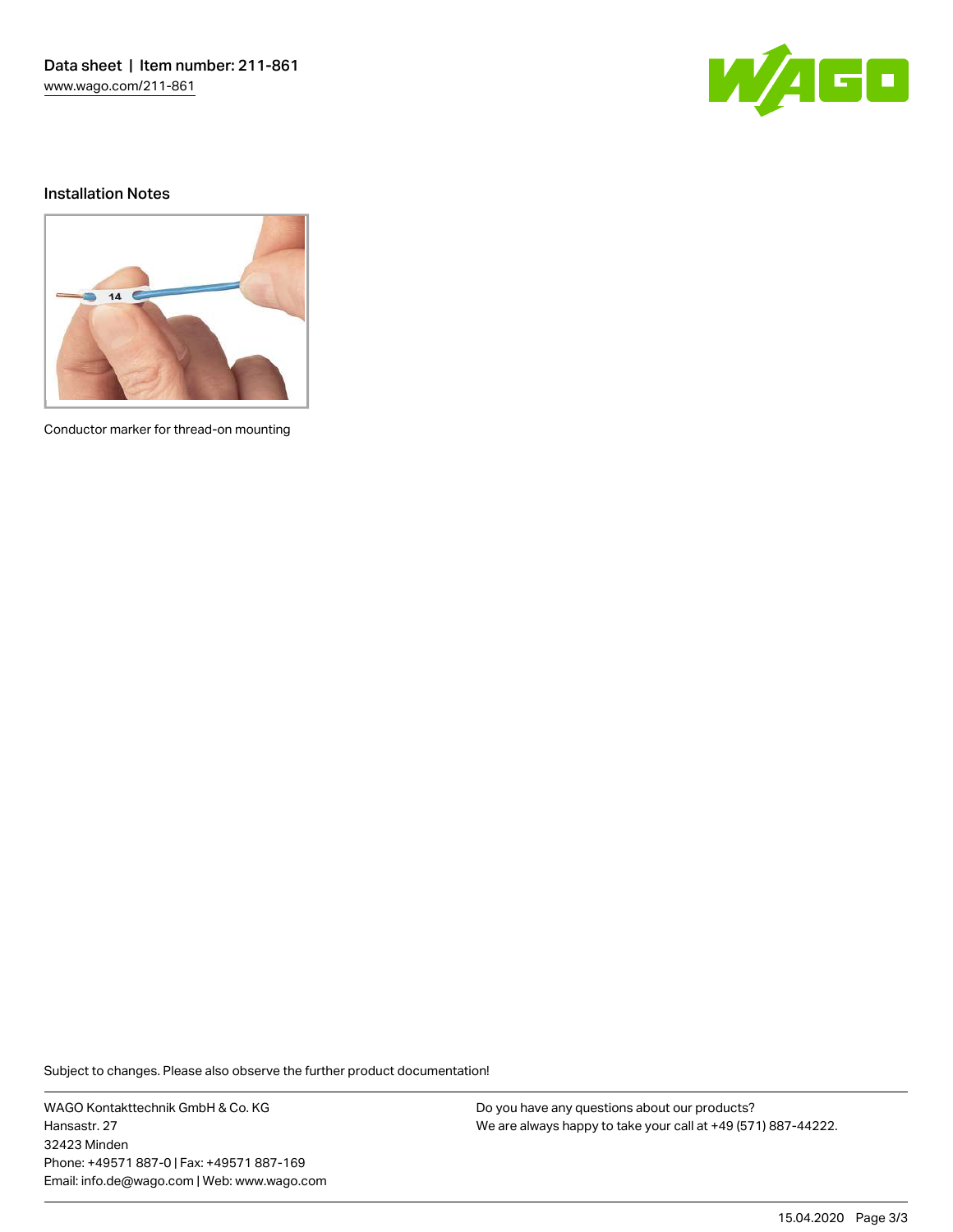## Installation Notes

Conductor marker for thread-on mounting

Subject to changes. Please also observe the further product documentation!

WAGO Kontakttechnik GmbH & Co. KG
Hansastr. 27
32423 Minden
Phone: +49571 887-0 | Fax: +49571 887-169
Email: info.de@wago.com | Web: www.wago.com

Do you have any questions about our products?
We are always happy to take your call at +49 (571) 887-44222.

15.04.2020